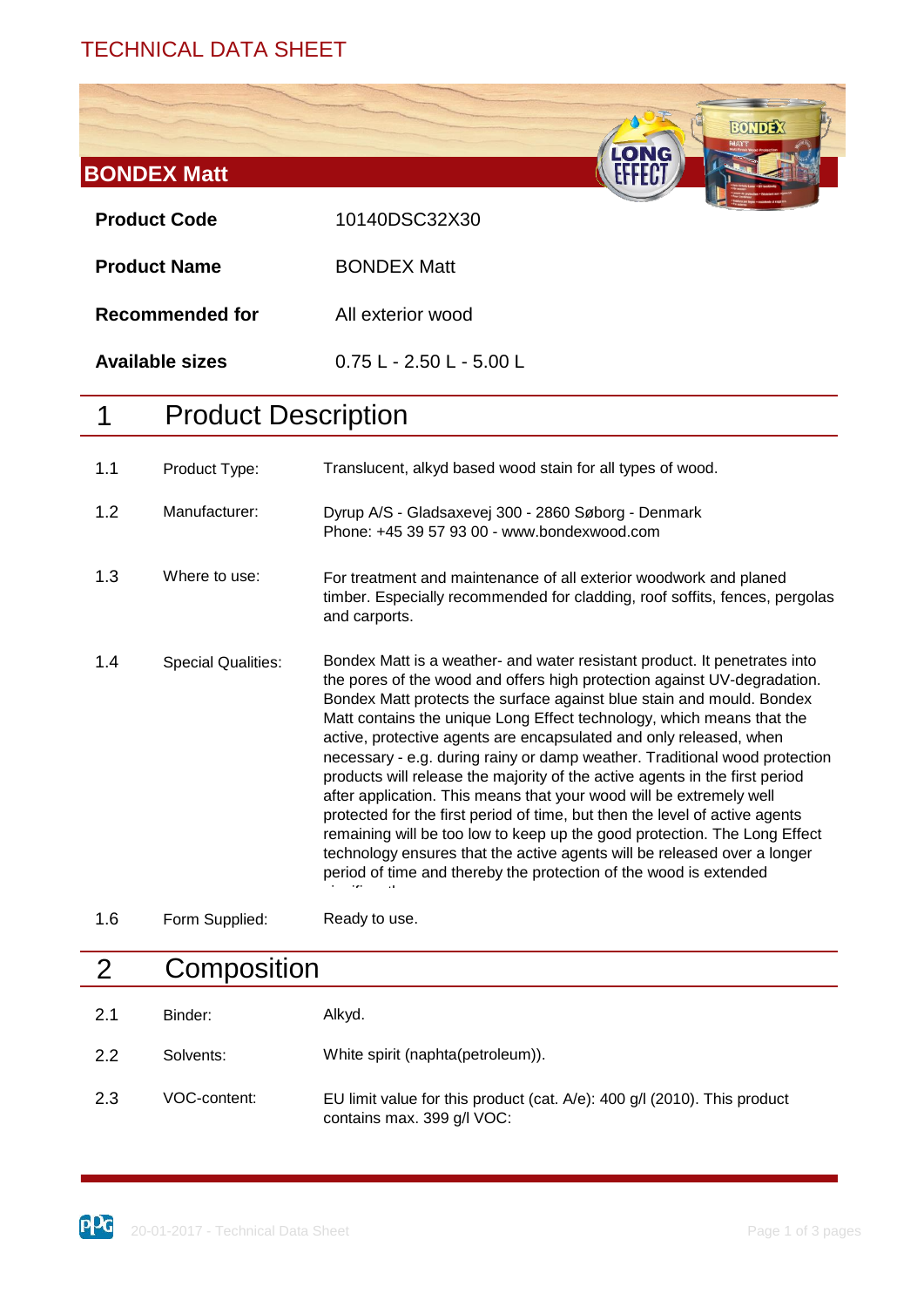TECHNICAL DATA SHEET

# BONDEX Matt

| | |
|---|---|
| **Product Code** | 10140DSC32X30 |
| **Product Name** | BONDEX Matt |
| **Recommended for** | All exterior wood |
| **Available sizes** | 0.75 L - 2.50 L - 5.00 L |

## 1 Product Description

| | | |
|---|---|---|
| 1.1 | Product Type: | Translucent, alkyd based wood stain for all types of wood. |
| 1.2 | Manufacturer: | Dyrup A/S - Gladsaxevej 300 - 2860 Søborg - Denmark<br>Phone: +45 39 57 93 00 - www.bondexwood.com |
| 1.3 | Where to use: | For treatment and maintenance of all exterior woodwork and planed timber. Especially recommended for cladding, roof soffits, fences, pergolas and carports. |
| 1.4 | Special Qualities: | Bondex Matt is a weather- and water resistant product. It penetrates into the pores of the wood and offers high protection against UV-degradation. Bondex Matt protects the surface against blue stain and mould. Bondex Matt contains the unique Long Effect technology, which means that the active, protective agents are encapsulated and only released, when necessary - e.g. during rainy or damp weather. Traditional wood protection products will release the majority of the active agents in the first period after application. This means that your wood will be extremely well protected for the first period of time, but then the level of active agents remaining will be too low to keep up the good protection. The Long Effect technology ensures that the active agents will be released over a longer period of time and thereby the protection of the wood is extended significantly. |
| 1.6 | Form Supplied: | Ready to use. |

## 2 Composition

| | | |
|---|---|---|
| 2.1 | Binder: | Alkyd. |
| 2.2 | Solvents: | White spirit (naphta(petroleum)). |
| 2.3 | VOC-content: | EU limit value for this product (cat. A/e): 400 g/l (2010). This product contains max. 399 g/l VOC: |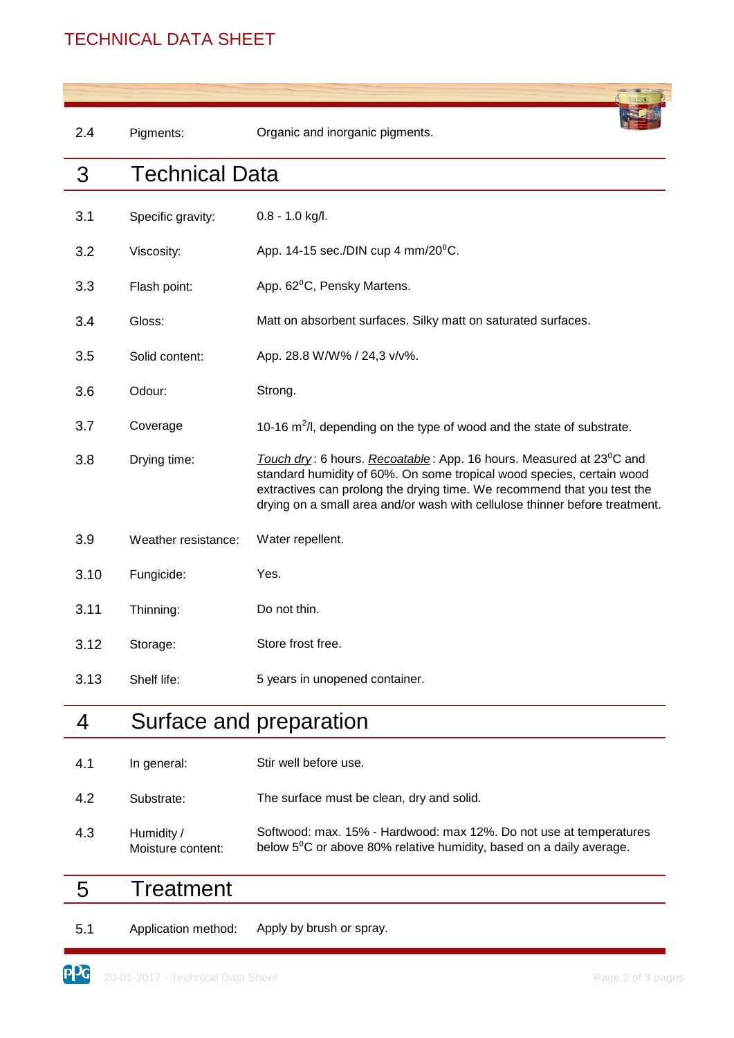| | | |
|---|---|---|
| 2.4 | Pigments: | Organic and inorganic pigments. |

## 3 Technical Data

| | | |
|---|---|---|
| 3.1 | Specific gravity: | 0.8 - 1.0 kg/l. |
| 3.2 | Viscosity: | App. 14-15 sec./DIN cup 4 mm/20$^0$C. |
| 3.3 | Flash point: | App. 62$^0$C, Pensky Martens. |
| 3.4 | Gloss: | Matt on absorbent surfaces. Silky matt on saturated surfaces. |
| 3.5 | Solid content: | App. 28.8 W/W% / 24,3 v/v%. |
| 3.6 | Odour: | Strong. |
| 3.7 | Coverage | 10-16 m$^2$/l, depending on the type of wood and the state of substrate. |
| 3.8 | Drying time: | *Touch dry* : 6 hours. *Recoatable* : App. 16 hours. Measured at 23$^0$C and standard humidity of 60%. On some tropical wood species, certain wood extractives can prolong the drying time. We recommend that you test the drying on a small area and/or wash with cellulose thinner before treatment. |
| 3.9 | Weather resistance: | Water repellent. |
| 3.10 | Fungicide: | Yes. |
| 3.11 | Thinning: | Do not thin. |
| 3.12 | Storage: | Store frost free. |
| 3.13 | Shelf life: | 5 years in unopened container. |

## 4 Surface and preparation

| | | |
|---|---|---|
| 4.1 | In general: | Stir well before use. |
| 4.2 | Substrate: | The surface must be clean, dry and solid. |
| 4.3 | Humidity / Moisture content: | Softwood: max. 15% - Hardwood: max 12%. Do not use at temperatures below 5$^0$C or above 80% relative humidity, based on a daily average. |

## 5 Treatment

| | | |
|---|---|---|
| 5.1 | Application method: | Apply by brush or spray. |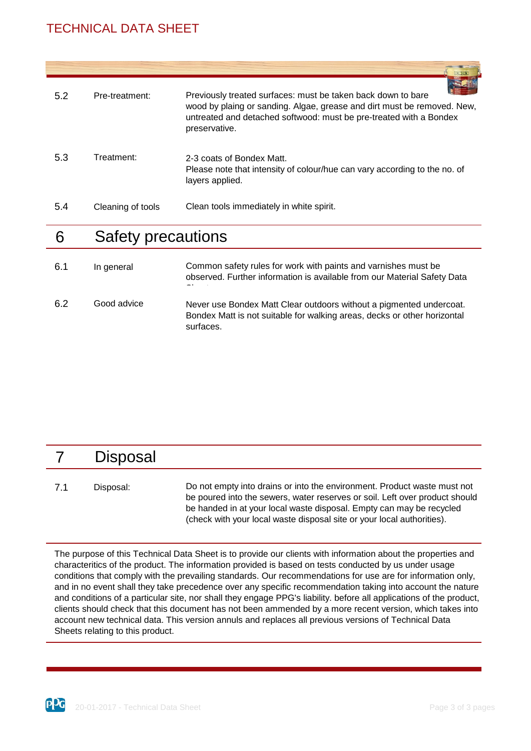| | | |
|---|---|---|
| 5.2 | Pre-treatment: | Previously treated surfaces: must be taken back down to bare wood by plaing or sanding. Algae, grease and dirt must be removed. New, untreated and detached softwood: must be pre-treated with a Bondex preservative. |
| 5.3 | Treatment: | 2-3 coats of Bondex Matt. Please note that intensity of colour/hue can vary according to the no. of layers applied. |
| 5.4 | Cleaning of tools | Clean tools immediately in white spirit. |

# 6 Safety precautions

| | | |
|---|---|---|
| 6.1 | In general | Common safety rules for work with paints and varnishes must be observed. Further information is available from our Material Safety Data Sheet. |
| 6.2 | Good advice | Never use Bondex Matt Clear outdoors without a pigmented undercoat. Bondex Matt is not suitable for walking areas, decks or other horizontal surfaces. |

# 7 Disposal

| | | |
|---|---|---|
| 7.1 | Disposal: | Do not empty into drains or into the environment. Product waste must not be poured into the sewers, water reserves or soil. Left over product should be handed in at your local waste disposal. Empty can may be recycled (check with your local waste disposal site or your local authorities). |

The purpose of this Technical Data Sheet is to provide our clients with information about the properties and characteritics of the product. The information provided is based on tests conducted by us under usage conditions that comply with the prevailing standards. Our recommendations for use are for information only, and in no event shall they take precedence over any specific recommendation taking into account the nature and conditions of a particular site, nor shall they engage PPG's liability. before all applications of the product, clients should check that this document has not been ammended by a more recent version, which takes into account new technical data. This version annuls and replaces all previous versions of Technical Data Sheets relating to this product.